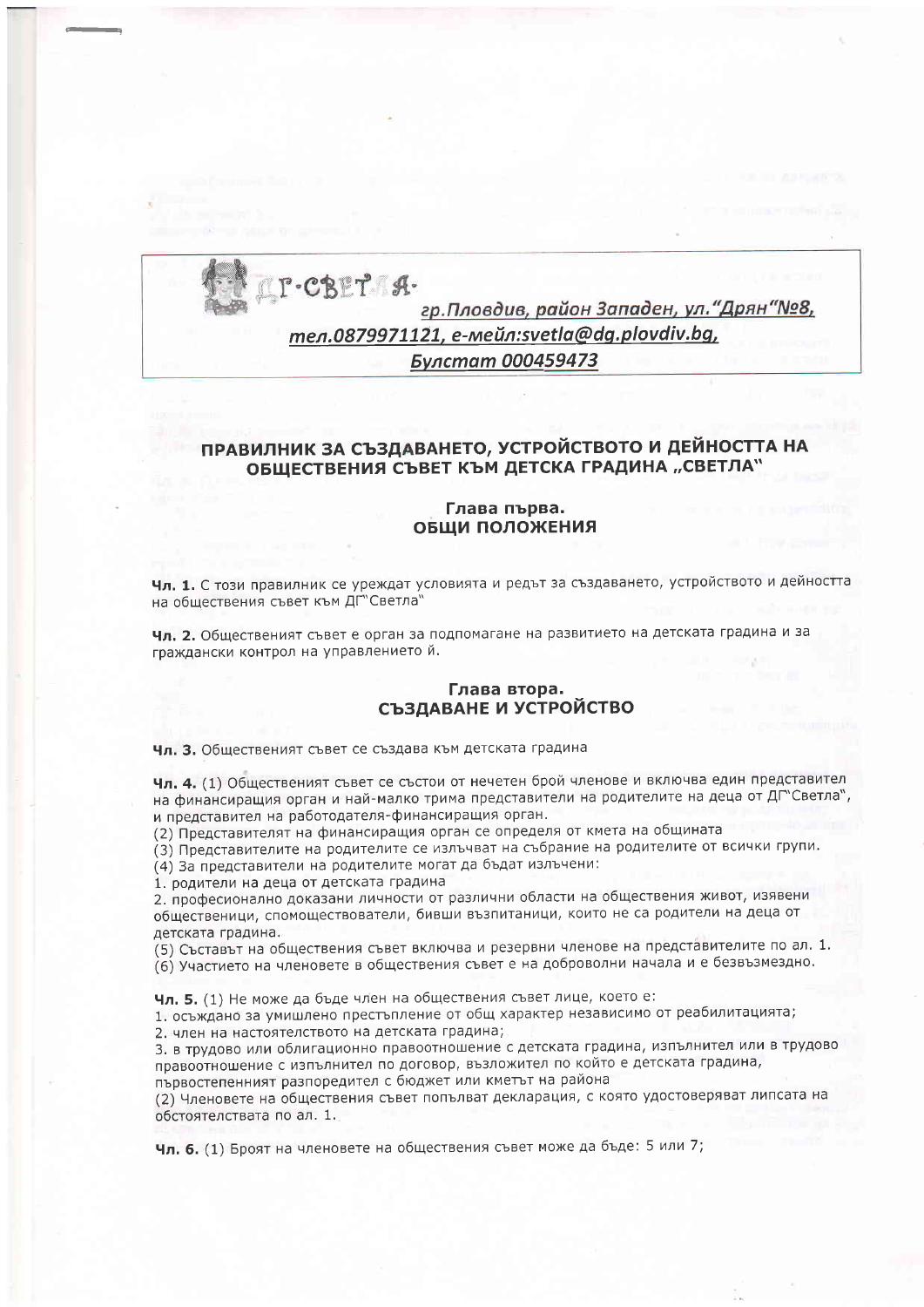ДГ·СВЕТЛА·
*гр.Пловдив, район Западен, ул."Дрян"№8, тел.0879971121, е-мейл:svetla@dg.plovdiv.bg, Булстат 000459473*

# ПРАВИЛНИК ЗА СЪЗДАВАНЕТО, УСТРОЙСТВОТО И ДЕЙНОСТТА НА ОБЩЕСТВЕНИЯ СЪВЕТ КЪМ ДЕТСКА ГРАДИНА „СВЕТЛА"

## Глава първа. ОБЩИ ПОЛОЖЕНИЯ

**Чл. 1.** С този правилник се уреждат условията и редът за създаването, устройството и дейността на обществения съвет към ДГ"Светла"

**Чл. 2.** Общественият съвет е орган за подпомагане на развитието на детската градина и за граждански контрол на управлението й.

## Глава втора. СЪЗДАВАНЕ И УСТРОЙСТВО

**Чл. 3.** Общественият съвет се създава към детската градина

**Чл. 4.** (1) Общественият съвет се състои от нечетен брой членове и включва един представител на финансиращия орган и най-малко трима представители на родителите на деца от ДГ"Светла", и представител на работодателя-финансиращия орган.
(2) Представителят на финансиращия орган се определя от кмета на общината
(3) Представителите на родителите се излъчват на събрание на родителите от всички групи.
(4) За представители на родителите могат да бъдат излъчени:
1. родители на деца от детската градина
2. професионално доказани личности от различни области на обществения живот, изявени общественици, спомоществователи, бивши възпитаници, които не са родители на деца от детската градина.
(5) Съставът на обществения съвет включва и резервни членове на представителите по ал. 1.
(6) Участието на членовете в обществения съвет е на доброволни начала и е безвъзмездно.

**Чл. 5.** (1) Не може да бъде член на обществения съвет лице, което е:
1. осъждано за умишлено престъпление от общ характер независимо от реабилитацията;
2. член на настоятелството на детската градина;
3. в трудово или облигационно правоотношение с детската градина, изпълнител или в трудово правоотношение с изпълнител по договор, възложител по който е детската градина, първостепенният разпоредител с бюджет или кметът на района
(2) Членовете на обществения съвет попълват декларация, с която удостоверяват липсата на обстоятелствата по ал. 1.

**Чл. 6.** (1) Броят на членовете на обществения съвет може да бъде: 5 или 7;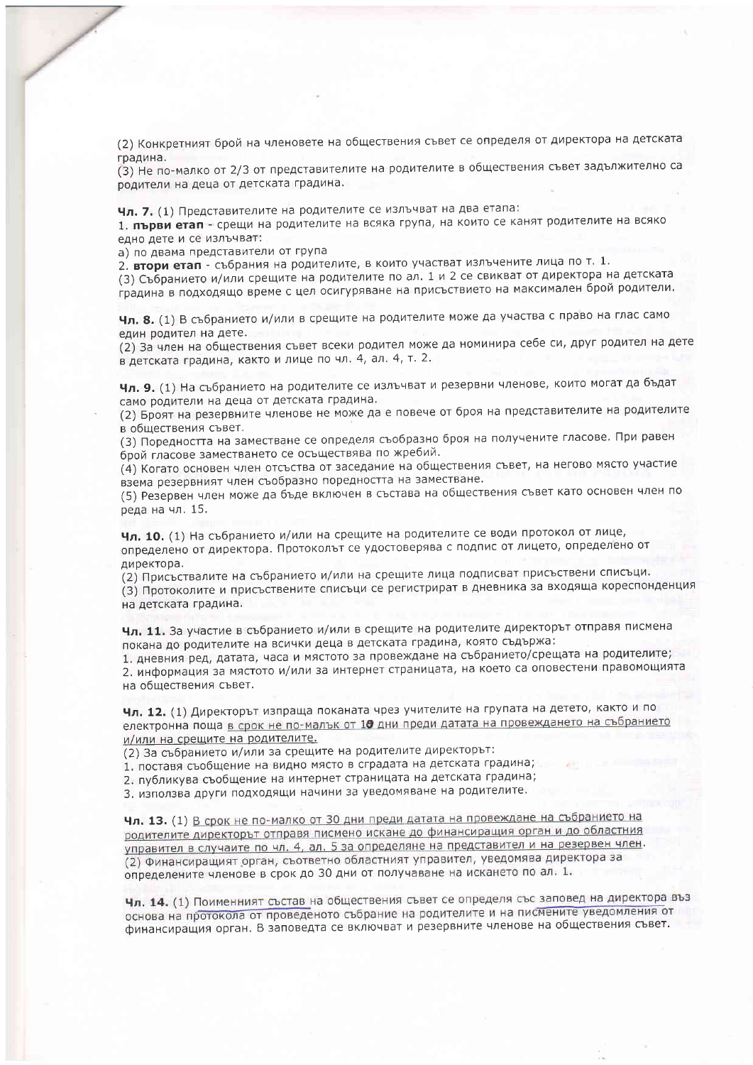(2) Конкретният брой на членовете на обществения съвет се определя от директора на детската градина.

(3) Не по-малко от 2/3 от представителите на родителите в обществения съвет задължително са родители на деца от детската градина.

**Чл. 7.** (1) Представителите на родителите се излъчват на два етапа:

1. **първи етап** - срещи на родителите на всяка група, на които се канят родителите на всяко едно дете и се излъчват:

а) по двама представители от група

2. **втори етап** - събрания на родителите, в които участват излъчените лица по т. 1.

(3) Събранието и/или срещите на родителите по ал. 1 и 2 се свикват от директора на детската градина в подходящо време с цел осигуряване на присъствието на максимален брой родители.

**Чл. 8.** (1) В събранието и/или в срещите на родителите може да участва с право на глас само един родител на дете.

(2) За член на обществения съвет всеки родител може да номинира себе си, друг родител на дете в детската градина, както и лице по чл. 4, ал. 4, т. 2.

**Чл. 9.** (1) На събранието на родителите се излъчват и резервни членове, които могат да бъдат само родители на деца от детската градина.

(2) Броят на резервните членове не може да е повече от броя на представителите на родителите в обществения съвет.

(3) Поредността на заместване се определя съобразно броя на получените гласове. При равен брой гласове заместването се осъществява по жребий.

(4) Когато основен член отсъства от заседание на обществения съвет, на негово място участие взема резервният член съобразно поредността на заместване.

(5) Резервен член може да бъде включен в състава на обществения съвет като основен член по реда на чл. 15.

**Чл. 10.** (1) На събранието и/или на срещите на родителите се води протокол от лице, определено от директора. Протоколът се удостоверява с подпис от лицето, определено от директора.

(2) Присъствалите на събранието и/или на срещите лица подписват присъствени списъци.

(3) Протоколите и присъствените списъци се регистрират в дневника за входяща кореспонденция на детската градина.

**Чл. 11.** За участие в събранието и/или в срещите на родителите директорът отправя писмена покана до родителите на всички деца в детската градина, която съдържа:

1. дневния ред, датата, часа и мястото за провеждане на събранието/срещата на родителите;

2. информация за мястото и/или за интернет страницата, на което са оповестени правомощията на обществения съвет.

**Чл. 12.** (1) Директорът изпраща поканата чрез учителите на групата на детето, както и по електронна поща в срок не по-малък от 10 дни преди датата на провеждането на събранието и/или на срещите на родителите.

(2) За събранието и/или за срещите на родителите директорът:

1. поставя съобщение на видно място в сградата на детската градина;

2. публикува съобщение на интернет страницата на детската градина;

3. използва други подходящи начини за уведомяване на родителите.

**Чл. 13.** (1) В срок не по-малко от 30 дни преди датата на провеждане на събранието на родителите директорът отправя писмено искане до финансиращия орган и до областния управител в случаите по чл. 4, ал. 5 за определяне на представител и на резервен член.

(2) Финансиращият орган, съответно областният управител, уведомява директора за определените членове в срок до 30 дни от получаване на искането по ал. 1.

**Чл. 14.** (1) Поименният състав на обществения съвет се определя със заповед на директора въз основа на протокола от проведеното събрание на родителите и на писмените уведомления от финансиращия орган. В заповедта се включват и резервните членове на обществения съвет.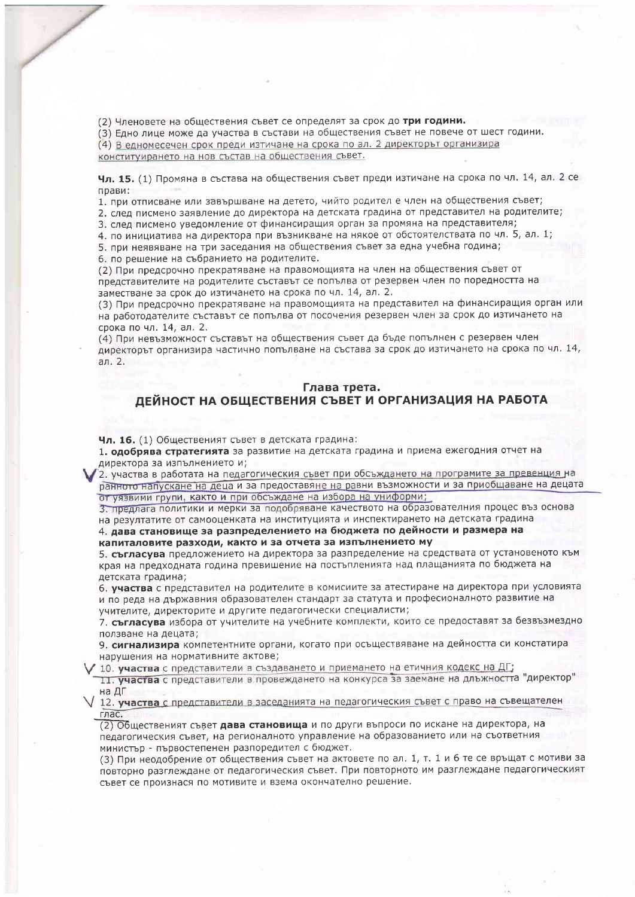(2) Членовете на обществения съвет се определят за срок до **три години.**

(3) Едно лице може да участва в състави на обществения съвет не повече от шест години.

(4) В едномесечен срок преди изтичане на срока по ал. 2 директорът организира конституирането на нов състав на обществения съвет.

**Чл. 15.** (1) Промяна в състава на обществения съвет преди изтичане на срока по чл. 14, ал. 2 се прави:

1. при отписване или завършване на детето, чийто родител е член на обществения съвет;
2. след писмено заявление до директора на детската градина от представител на родителите;
3. след писмено уведомление от финансиращия орган за промяна на представителя;
4. по инициатива на директора при възникване на някое от обстоятелствата по чл. 5, ал. 1;
5. при неявяване на три заседания на обществения съвет за една учебна година;
6. по решение на събранието на родителите.

(2) При предсрочно прекратяване на правомощията на член на обществения съвет от представителите на родителите съставът се попълва от резервен член по поредността на заместване за срок до изтичането на срока по чл. 14, ал. 2.

(3) При предсрочно прекратяване на правомощията на представител на финансиращия орган или на работодателите съставът се попълва от посочения резервен член за срок до изтичането на срока по чл. 14, ал. 2.

(4) При невъзможност съставът на обществения съвет да бъде попълнен с резервен член директорът организира частично попълване на състава за срок до изтичането на срока по чл. 14, ал. 2.

## Глава трета.
## ДЕЙНОСТ НА ОБЩЕСТВЕНИЯ СЪВЕТ И ОРГАНИЗАЦИЯ НА РАБОТА

**Чл. 16.** (1) Общественият съвет в детската градина:

1. **одобрява стратегията** за развитие на детската градина и приема ежегодния отчет на директора за изпълнението и;
2. участва в работата на педагогическия съвет при обсъждането на програмите за превенция на ранното напускане на деца и за предоставяне на равни възможности и за приобщаване на децата от уязвими групи, както и при обсъждане на избора на униформи;
3. предлага политики и мерки за подобряване качеството на образователния процес въз основа на резултатите от самооценката на институцията и инспектирането на детската градина
4. **дава становище за разпределението на бюджета по дейности и размера на капиталовите разходи, както и за отчета за изпълнението му**
5. **съгласува** предложението на директора за разпределение на средствата от установеното към края на предходната година превишение на постъпленията над плащанията по бюджета на детската градина;
6. **участва** с представител на родителите в комисиите за атестиране на директора при условията и по реда на държавния образователен стандарт за статута и професионалното развитие на учителите, директорите и другите педагогически специалисти;
7. **съгласува** избора от учителите на учебните комплекти, които се предоставят за безвъзмездно ползване на децата;
9. **сигнализира** компетентните органи, когато при осъществяване на дейността си констатира нарушения на нормативните актове;
10. **участва** с представители в създаването и приемането на етичния кодекс на ДГ;
11. **участва** с представители в провеждането на конкурса за заемане на длъжността "директор" на ДГ
12. **участва** с представители в заседанията на педагогическия съвет с право на съвещателен глас.

(2) Общественият съвет **дава становища** и по други въпроси по искане на директора, на педагогическия съвет, на регионалното управление на образованието или на съответния министър - първостепенен разпоредител с бюджет.

(3) При неодобрение от обществения съвет на актовете по ал. 1, т. 1 и 6 те се връщат с мотиви за повторно разглеждане от педагогическия съвет. При повторното им разглеждане педагогическият съвет се произнася по мотивите и взема окончателно решение.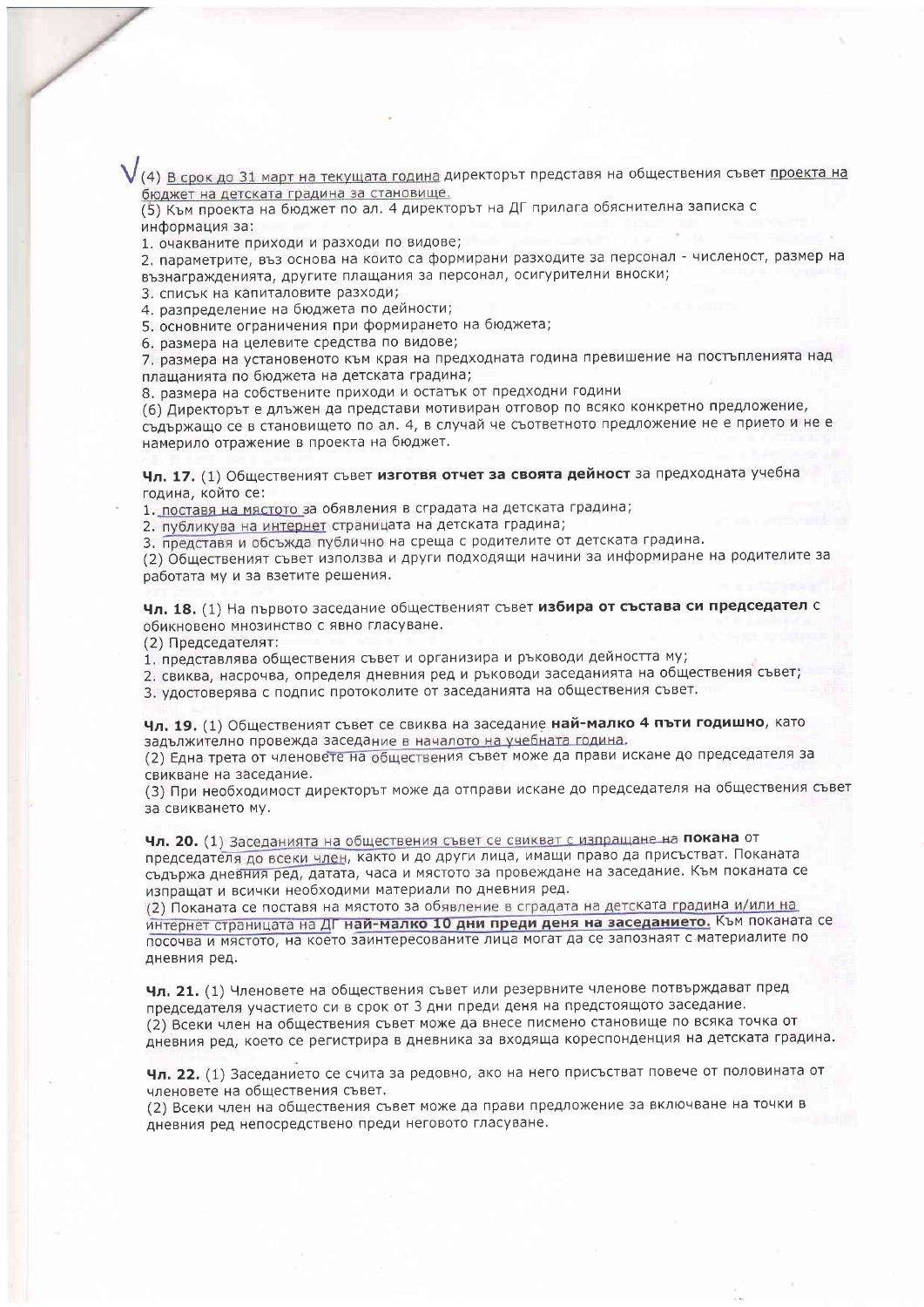(4) В срок до 31 март на текущата година директорът представя на обществения съвет проекта на бюджет на детската градина за становище.

(5) Към проекта на бюджет по ал. 4 директорът на ДГ прилага обяснителна записка с информация за:

1. очакваните приходи и разходи по видове;
2. параметрите, въз основа на които са формирани разходите за персонал - численост, размер на възнагражденията, другите плащания за персонал, осигурителни вноски;
3. списък на капиталовите разходи;
4. разпределение на бюджета по дейности;
5. основните ограничения при формирането на бюджета;
6. размера на целевите средства по видове;
7. размера на установеното към края на предходната година превишение на постъпленията над плащанията по бюджета на детската градина;
8. размера на собствените приходи и остатък от предходни години

(6) Директорът е длъжен да представи мотивиран отговор по всяко конкретно предложение, съдържащо се в становището по ал. 4, в случай че съответното предложение не е прието и не е намерило отражение в проекта на бюджет.

**Чл. 17.** (1) Общественият съвет **изготвя отчет за своята дейност** за предходната учебна година, който се:

1. поставя на мястото за обявления в сградата на детската градина;
2. публикува на интернет страницата на детската градина;
3. представя и обсъжда публично на среща с родителите от детската градина.

(2) Общественият съвет използва и други подходящи начини за информиране на родителите за работата му и за взетите решения.

**Чл. 18.** (1) На първото заседание общественият съвет **избира от състава си председател** с обикновено мнозинство с явно гласуване.

(2) Председателят:

1. представлява обществения съвет и организира и ръководи дейността му;
2. свиква, насрочва, определя дневния ред и ръководи заседанията на обществения съвет;
3. удостоверява с подпис протоколите от заседанията на обществения съвет.

**Чл. 19.** (1) Общественият съвет се свиква на заседание **най-малко 4 пъти годишно**, като задължително провежда заседание в началото на учебната година.

(2) Една трета от членовете на обществения съвет може да прави искане до председателя за свикване на заседание.

(3) При необходимост директорът може да отправи искане до председателя на обществения съвет за свикването му.

**Чл. 20.** (1) Заседанията на обществения съвет се свикват с изпращане на **покана** от председателя до всеки член, както и до други лица, имащи право да присъстват. Поканата съдържа дневния ред, датата, часа и мястото за провеждане на заседание. Към поканата се изпращат и всички необходими материали по дневния ред.

(2) Поканата се поставя на мястото за обявление в сградата на детската градина и/или на интернет страницата на ДГ **най-малко 10 дни преди деня на заседанието.** Към поканата се посочва и мястото, на което заинтересованите лица могат да се запознаят с материалите по дневния ред.

**Чл. 21.** (1) Членовете на обществения съвет или резервните членове потвърждават пред председателя участието си в срок от 3 дни преди деня на предстоящото заседание.

(2) Всеки член на обществения съвет може да внесе писмено становище по всяка точка от дневния ред, което се регистрира в дневника за входяща кореспонденция на детската градина.

**Чл. 22.** (1) Заседанието се счита за редовно, ако на него присъстват повече от половината от членовете на обществения съвет.

(2) Всеки член на обществения съвет може да прави предложение за включване на точки в дневния ред непосредствено преди неговото гласуване.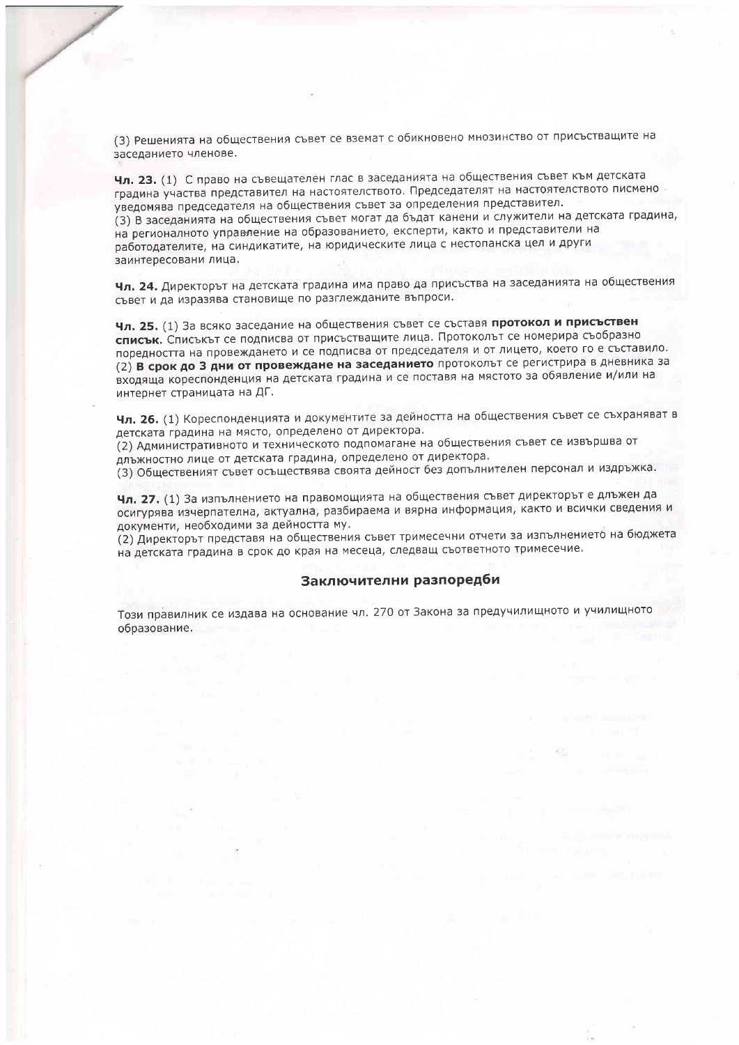(3) Решенията на обществения съвет се вземат с обикновено мнозинство от присъстващите на заседанието членове.

**Чл. 23.** (1) С право на съвещателен глас в заседанията на обществения съвет към детската градина участва представител на настоятелството. Председателят на настоятелството писмено уведомява председателя на обществения съвет за определения представител.
(3) В заседанията на обществения съвет могат да бъдат канени и служители на детската градина, на регионалното управление на образованието, експерти, както и представители на работодателите, на синдикатите, на юридическите лица с нестопанска цел и други заинтересовани лица.

**Чл. 24.** Директорът на детската градина има право да присъства на заседанията на обществения съвет и да изразява становище по разглежданите въпроси.

**Чл. 25.** (1) За всяко заседание на обществения съвет се съставя **протокол и присъствен списък**. Списъкът се подписва от присъстващите лица. Протоколът се номерира съобразно поредността на провеждането и се подписва от председателя и от лицето, което го е съставило.
(2) **В срок до 3 дни от провеждане на заседанието** протоколът се регистрира в дневника за входяща кореспонденция на детската градина и се поставя на мястото за обявление и/или на интернет страницата на ДГ.

**Чл. 26.** (1) Кореспонденцията и документите за дейността на обществения съвет се съхраняват в детската градина на място, определено от директора.
(2) Административното и техническото подпомагане на обществения съвет се извършва от длъжностно лице от детската градина, определено от директора.
(3) Общественият съвет осъществява своята дейност без допълнителен персонал и издръжка.

**Чл. 27.** (1) За изпълнението на правомощията на обществения съвет директорът е длъжен да осигурява изчерпателна, актуална, разбираема и вярна информация, както и всички сведения и документи, необходими за дейността му.
(2) Директорът представя на обществения съвет тримесечни отчети за изпълнението на бюджета на детската градина в срок до края на месеца, следващ съответното тримесечие.

## Заключителни разпоредби

Този правилник се издава на основание чл. 270 от Закона за предучилищното и училищното образование.